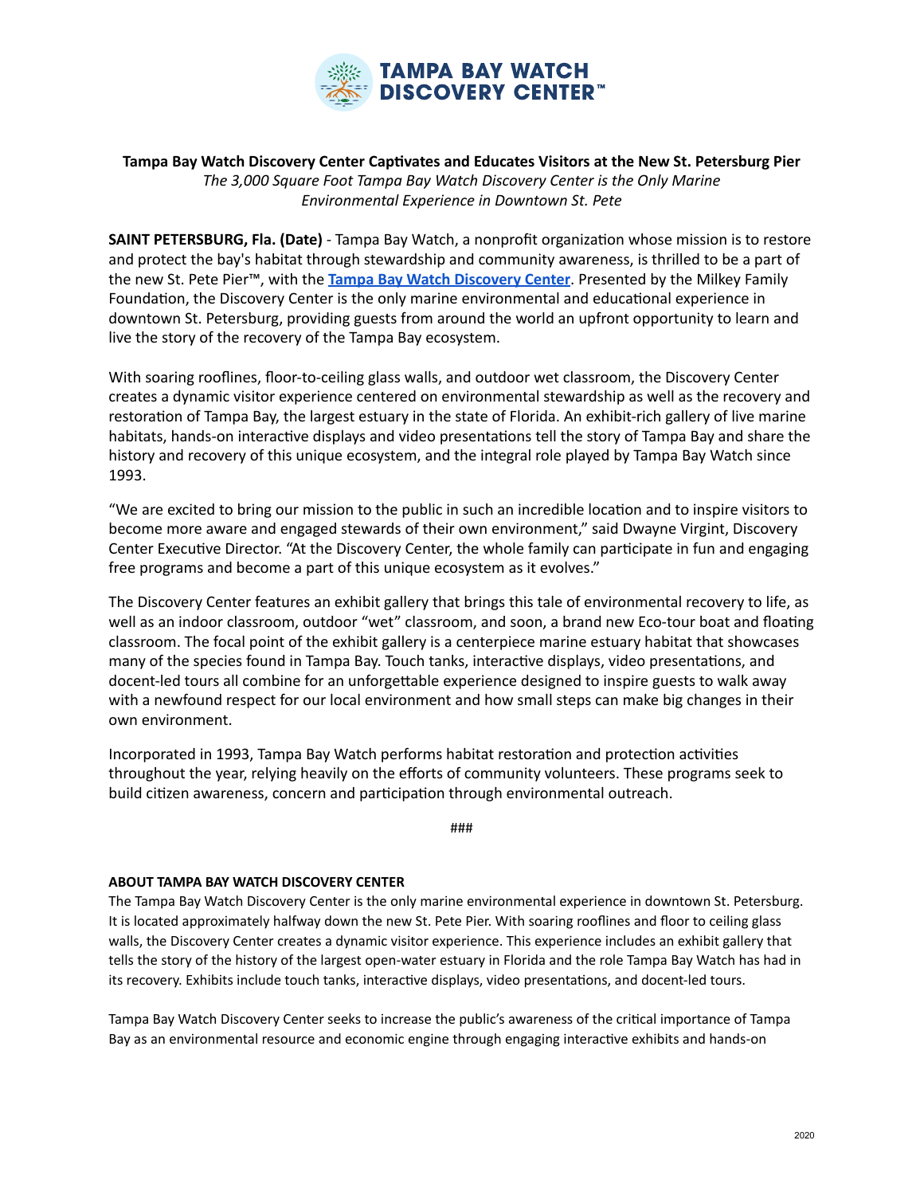**TAMPA BAY WATCH DISCOVERY CENTER™**

**Tampa Bay Watch Discovery Center Captivates and Educates Visitors at the New St. Petersburg Pier**

*The 3,000 Square Foot Tampa Bay Watch Discovery Center is the Only Marine Environmental Experience in Downtown St. Pete*

**SAINT PETERSBURG, Fla. (Date)** - Tampa Bay Watch, a nonprofit organization whose mission is to restore and protect the bay's habitat through stewardship and community awareness, is thrilled to be a part of the new St. Pete Pier™, with the **Tampa Bay Watch Discovery Center**. Presented by the Milkey Family Foundation, the Discovery Center is the only marine environmental and educational experience in downtown St. Petersburg, providing guests from around the world an upfront opportunity to learn and live the story of the recovery of the Tampa Bay ecosystem.

With soaring rooflines, floor-to-ceiling glass walls, and outdoor wet classroom, the Discovery Center creates a dynamic visitor experience centered on environmental stewardship as well as the recovery and restoration of Tampa Bay, the largest estuary in the state of Florida. An exhibit-rich gallery of live marine habitats, hands-on interactive displays and video presentations tell the story of Tampa Bay and share the history and recovery of this unique ecosystem, and the integral role played by Tampa Bay Watch since 1993.

"We are excited to bring our mission to the public in such an incredible location and to inspire visitors to become more aware and engaged stewards of their own environment," said Dwayne Virgint, Discovery Center Executive Director. "At the Discovery Center, the whole family can participate in fun and engaging free programs and become a part of this unique ecosystem as it evolves."

The Discovery Center features an exhibit gallery that brings this tale of environmental recovery to life, as well as an indoor classroom, outdoor "wet" classroom, and soon, a brand new Eco-tour boat and floating classroom. The focal point of the exhibit gallery is a centerpiece marine estuary habitat that showcases many of the species found in Tampa Bay. Touch tanks, interactive displays, video presentations, and docent-led tours all combine for an unforgettable experience designed to inspire guests to walk away with a newfound respect for our local environment and how small steps can make big changes in their own environment.

Incorporated in 1993, Tampa Bay Watch performs habitat restoration and protection activities throughout the year, relying heavily on the efforts of community volunteers. These programs seek to build citizen awareness, concern and participation through environmental outreach.

###

**ABOUT TAMPA BAY WATCH DISCOVERY CENTER**

The Tampa Bay Watch Discovery Center is the only marine environmental experience in downtown St. Petersburg. It is located approximately halfway down the new St. Pete Pier. With soaring rooflines and floor to ceiling glass walls, the Discovery Center creates a dynamic visitor experience. This experience includes an exhibit gallery that tells the story of the history of the largest open-water estuary in Florida and the role Tampa Bay Watch has had in its recovery. Exhibits include touch tanks, interactive displays, video presentations, and docent-led tours.

Tampa Bay Watch Discovery Center seeks to increase the public's awareness of the critical importance of Tampa Bay as an environmental resource and economic engine through engaging interactive exhibits and hands-on

2020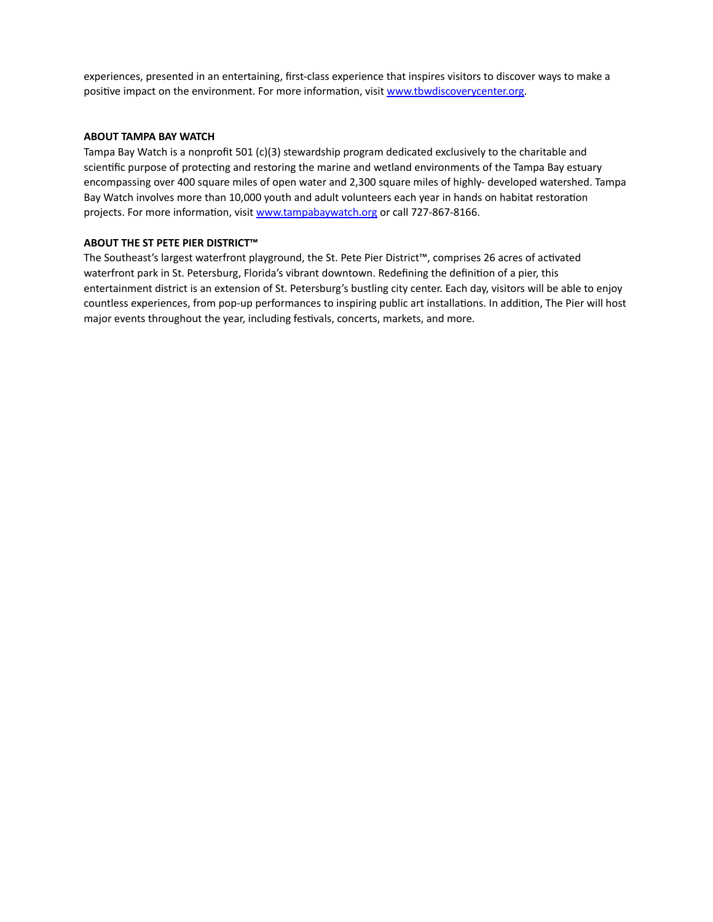experiences, presented in an entertaining, first-class experience that inspires visitors to discover ways to make a positive impact on the environment. For more information, visit [www.tbwdiscoverycenter.org](http://www.tbwdiscoverycenter.org).

**ABOUT TAMPA BAY WATCH**

Tampa Bay Watch is a nonprofit 501 (c)(3) stewardship program dedicated exclusively to the charitable and scientific purpose of protecting and restoring the marine and wetland environments of the Tampa Bay estuary encompassing over 400 square miles of open water and 2,300 square miles of highly- developed watershed. Tampa Bay Watch involves more than 10,000 youth and adult volunteers each year in hands on habitat restoration projects. For more information, visit [www.tampabaywatch.org](http://www.tampabaywatch.org) or call 727-867-8166.

**ABOUT THE ST PETE PIER DISTRICT™**

The Southeast's largest waterfront playground, the St. Pete Pier District™, comprises 26 acres of activated waterfront park in St. Petersburg, Florida's vibrant downtown. Redefining the definition of a pier, this entertainment district is an extension of St. Petersburg's bustling city center. Each day, visitors will be able to enjoy countless experiences, from pop-up performances to inspiring public art installations. In addition, The Pier will host major events throughout the year, including festivals, concerts, markets, and more.